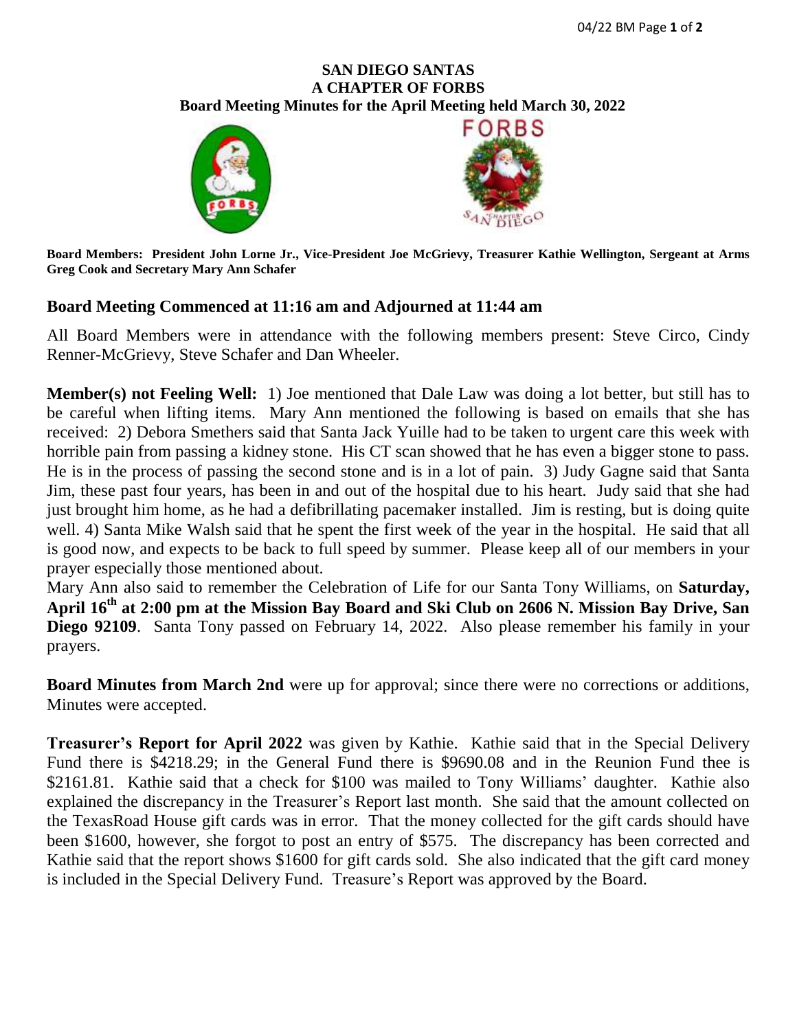# SAN DIEGO SANTAS
# A CHAPTER OF FORBS
## Board Meeting Minutes for the April Meeting held March 30, 2022

**Board Members: President John Lorne Jr., Vice-President Joe McGrievy, Treasurer Kathie Wellington, Sergeant at Arms Greg Cook and Secretary Mary Ann Schafer**

## Board Meeting Commenced at 11:16 am and Adjourned at 11:44 am

All Board Members were in attendance with the following members present: Steve Circo, Cindy Renner-McGrievy, Steve Schafer and Dan Wheeler.

**Member(s) not Feeling Well:** 1) Joe mentioned that Dale Law was doing a lot better, but still has to be careful when lifting items. Mary Ann mentioned the following is based on emails that she has received: 2) Debora Smethers said that Santa Jack Yuille had to be taken to urgent care this week with horrible pain from passing a kidney stone. His CT scan showed that he has even a bigger stone to pass. He is in the process of passing the second stone and is in a lot of pain. 3) Judy Gagne said that Santa Jim, these past four years, has been in and out of the hospital due to his heart. Judy said that she had just brought him home, as he had a defibrillating pacemaker installed. Jim is resting, but is doing quite well. 4) Santa Mike Walsh said that he spent the first week of the year in the hospital. He said that all is good now, and expects to be back to full speed by summer. Please keep all of our members in your prayer especially those mentioned about.

Mary Ann also said to remember the Celebration of Life for our Santa Tony Williams, on **Saturday, April 16th at 2:00 pm at the Mission Bay Board and Ski Club on 2606 N. Mission Bay Drive, San Diego 92109**. Santa Tony passed on February 14, 2022. Also please remember his family in your prayers.

**Board Minutes from March 2nd** were up for approval; since there were no corrections or additions, Minutes were accepted.

**Treasurer's Report for April 2022** was given by Kathie. Kathie said that in the Special Delivery Fund there is $4218.29; in the General Fund there is $9690.08 and in the Reunion Fund thee is $2161.81. Kathie said that a check for $100 was mailed to Tony Williams' daughter. Kathie also explained the discrepancy in the Treasurer's Report last month. She said that the amount collected on the TexasRoad House gift cards was in error. That the money collected for the gift cards should have been $1600, however, she forgot to post an entry of $575. The discrepancy has been corrected and Kathie said that the report shows $1600 for gift cards sold. She also indicated that the gift card money is included in the Special Delivery Fund. Treasure's Report was approved by the Board.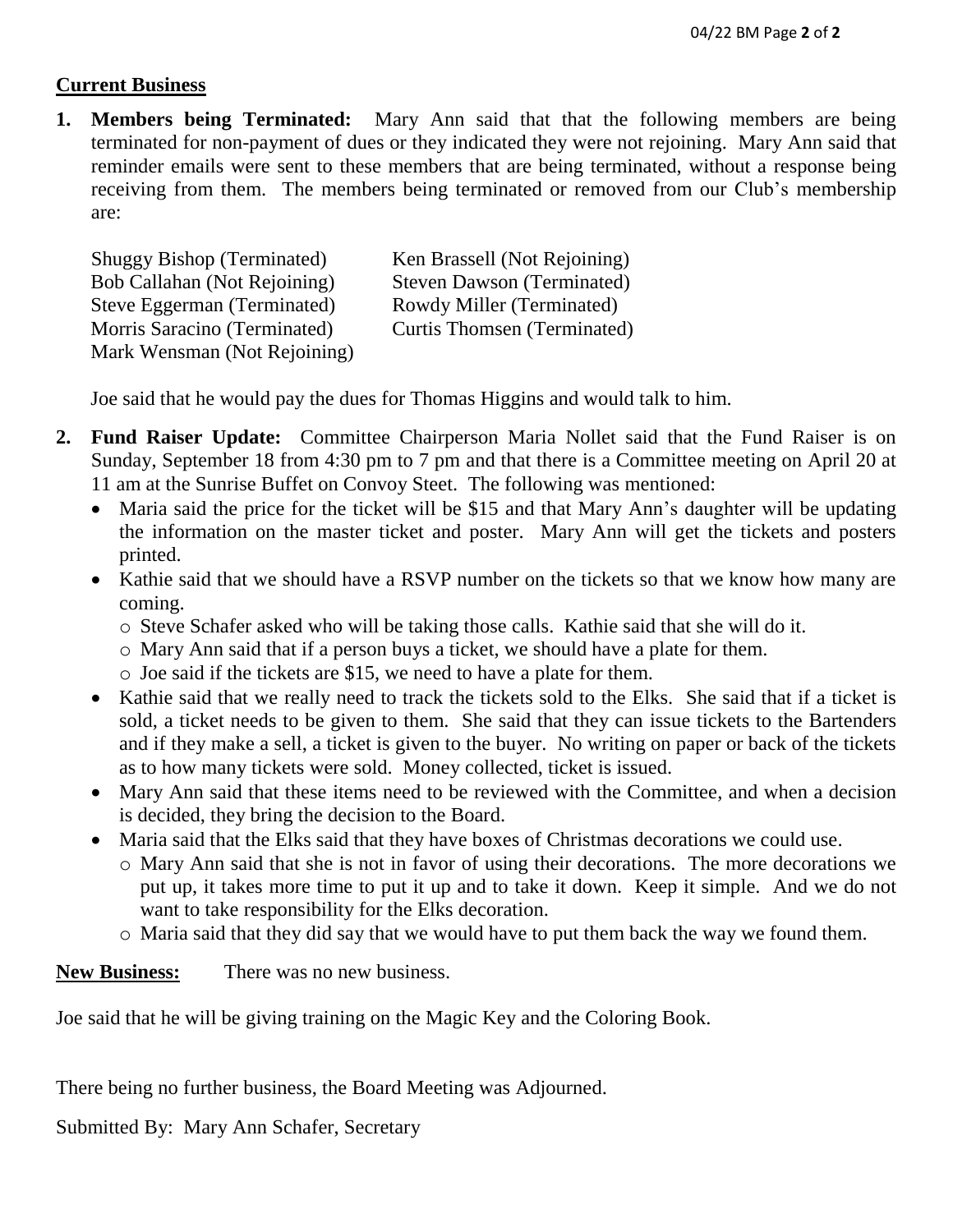**Current Business**

1. **Members being Terminated:** Mary Ann said that that the following members are being terminated for non-payment of dues or they indicated they were not rejoining. Mary Ann said that reminder emails were sent to these members that are being terminated, without a response being receiving from them. The members being terminated or removed from our Club's membership are:

| | |
|---|---|
| Shuggy Bishop (Terminated) | Ken Brassell (Not Rejoining) |
| Bob Callahan (Not Rejoining) | Steven Dawson (Terminated) |
| Steve Eggerman (Terminated) | Rowdy Miller (Terminated) |
| Morris Saracino (Terminated) | Curtis Thomsen (Terminated) |
| Mark Wensman (Not Rejoining) | |

   Joe said that he would pay the dues for Thomas Higgins and would talk to him.

2. **Fund Raiser Update:** Committee Chairperson Maria Nollet said that the Fund Raiser is on Sunday, September 18 from 4:30 pm to 7 pm and that there is a Committee meeting on April 20 at 11 am at the Sunrise Buffet on Convoy Steet. The following was mentioned:
   - Maria said the price for the ticket will be $15 and that Mary Ann's daughter will be updating the information on the master ticket and poster. Mary Ann will get the tickets and posters printed.
   - Kathie said that we should have a RSVP number on the tickets so that we know how many are coming.
     - Steve Schafer asked who will be taking those calls. Kathie said that she will do it.
     - Mary Ann said that if a person buys a ticket, we should have a plate for them.
     - Joe said if the tickets are $15, we need to have a plate for them.
   - Kathie said that we really need to track the tickets sold to the Elks. She said that if a ticket is sold, a ticket needs to be given to them. She said that they can issue tickets to the Bartenders and if they make a sell, a ticket is given to the buyer. No writing on paper or back of the tickets as to how many tickets were sold. Money collected, ticket is issued.
   - Mary Ann said that these items need to be reviewed with the Committee, and when a decision is decided, they bring the decision to the Board.
   - Maria said that the Elks said that they have boxes of Christmas decorations we could use.
     - Mary Ann said that she is not in favor of using their decorations. The more decorations we put up, it takes more time to put it up and to take it down. Keep it simple. And we do not want to take responsibility for the Elks decoration.
     - Maria said that they did say that we would have to put them back the way we found them.

**New Business:** There was no new business.

Joe said that he will be giving training on the Magic Key and the Coloring Book.

There being no further business, the Board Meeting was Adjourned.

Submitted By: Mary Ann Schafer, Secretary